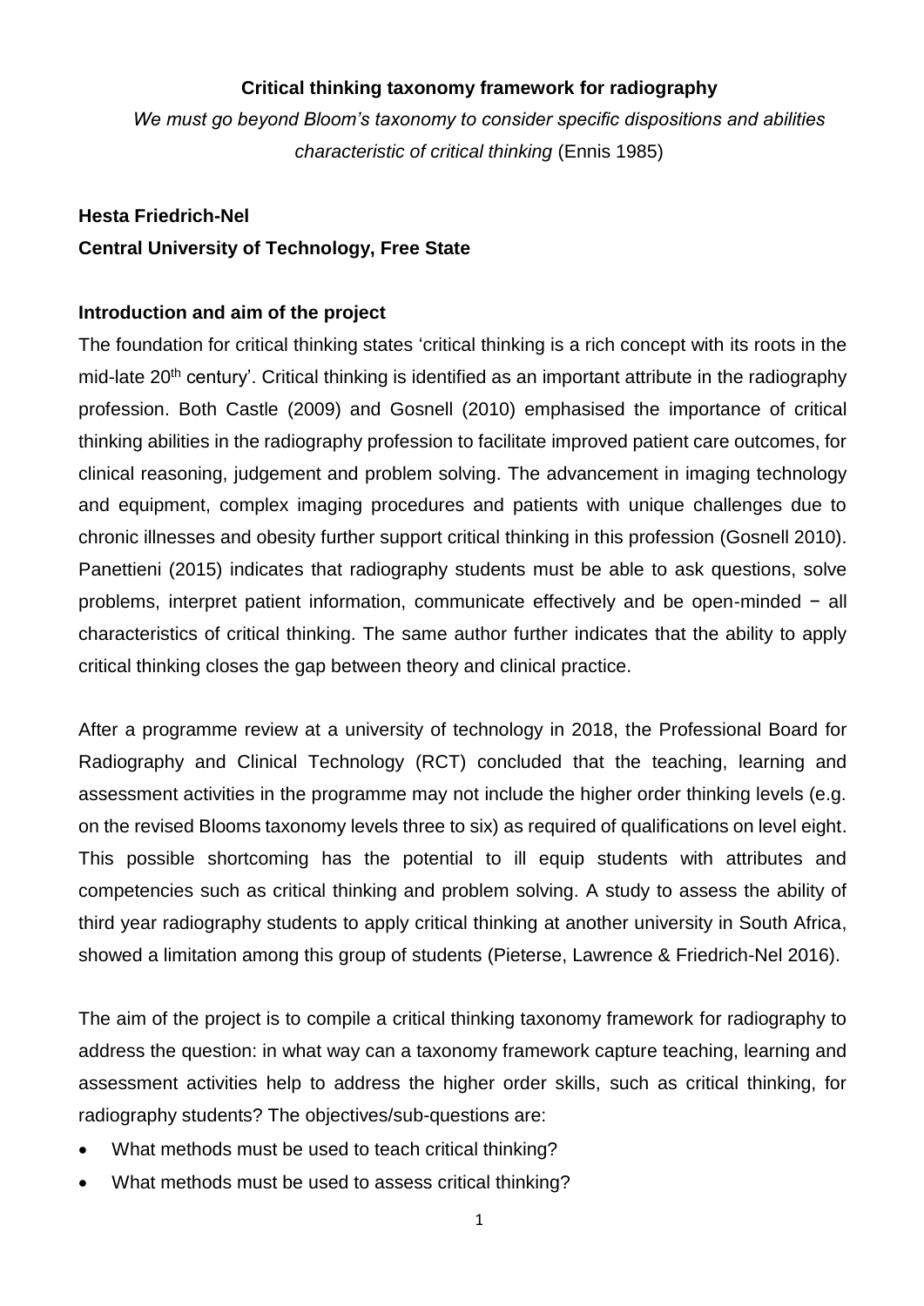**Critical thinking taxonomy framework for radiography**

*We must go beyond Bloom's taxonomy to consider specific dispositions and abilities characteristic of critical thinking* (Ennis 1985)

**Hesta Friedrich-Nel**

**Central University of Technology, Free State**

**Introduction and aim of the project**

The foundation for critical thinking states 'critical thinking is a rich concept with its roots in the mid-late 20th century'. Critical thinking is identified as an important attribute in the radiography profession. Both Castle (2009) and Gosnell (2010) emphasised the importance of critical thinking abilities in the radiography profession to facilitate improved patient care outcomes, for clinical reasoning, judgement and problem solving. The advancement in imaging technology and equipment, complex imaging procedures and patients with unique challenges due to chronic illnesses and obesity further support critical thinking in this profession (Gosnell 2010). Panettieni (2015) indicates that radiography students must be able to ask questions, solve problems, interpret patient information, communicate effectively and be open-minded − all characteristics of critical thinking. The same author further indicates that the ability to apply critical thinking closes the gap between theory and clinical practice.

After a programme review at a university of technology in 2018, the Professional Board for Radiography and Clinical Technology (RCT) concluded that the teaching, learning and assessment activities in the programme may not include the higher order thinking levels (e.g. on the revised Blooms taxonomy levels three to six) as required of qualifications on level eight. This possible shortcoming has the potential to ill equip students with attributes and competencies such as critical thinking and problem solving. A study to assess the ability of third year radiography students to apply critical thinking at another university in South Africa, showed a limitation among this group of students (Pieterse, Lawrence & Friedrich-Nel 2016).

The aim of the project is to compile a critical thinking taxonomy framework for radiography to address the question: in what way can a taxonomy framework capture teaching, learning and assessment activities help to address the higher order skills, such as critical thinking, for radiography students? The objectives/sub-questions are:

- What methods must be used to teach critical thinking?
- What methods must be used to assess critical thinking?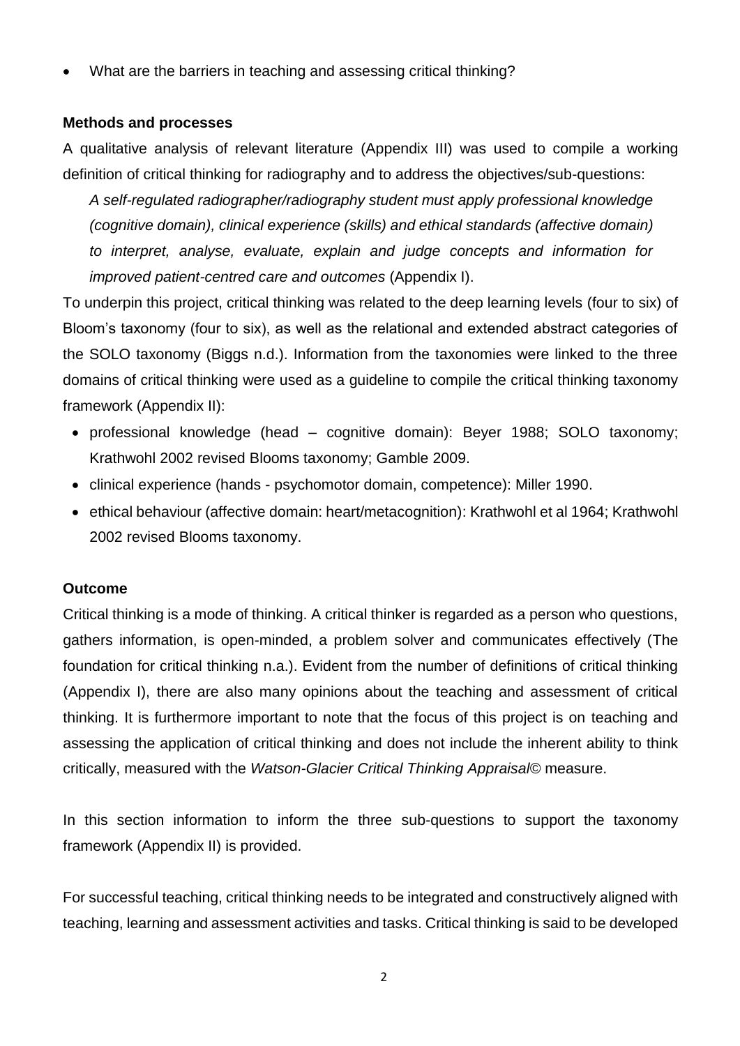- What are the barriers in teaching and assessing critical thinking?

**Methods and processes**

A qualitative analysis of relevant literature (Appendix III) was used to compile a working definition of critical thinking for radiography and to address the objectives/sub-questions:

> *A self-regulated radiographer/radiography student must apply professional knowledge (cognitive domain), clinical experience (skills) and ethical standards (affective domain) to interpret, analyse, evaluate, explain and judge concepts and information for improved patient-centred care and outcomes* (Appendix I).

To underpin this project, critical thinking was related to the deep learning levels (four to six) of Bloom's taxonomy (four to six), as well as the relational and extended abstract categories of the SOLO taxonomy (Biggs n.d.). Information from the taxonomies were linked to the three domains of critical thinking were used as a guideline to compile the critical thinking taxonomy framework (Appendix II):

- professional knowledge (head – cognitive domain): Beyer 1988; SOLO taxonomy; Krathwohl 2002 revised Blooms taxonomy; Gamble 2009.
- clinical experience (hands - psychomotor domain, competence): Miller 1990.
- ethical behaviour (affective domain: heart/metacognition): Krathwohl et al 1964; Krathwohl 2002 revised Blooms taxonomy.

**Outcome**

Critical thinking is a mode of thinking. A critical thinker is regarded as a person who questions, gathers information, is open-minded, a problem solver and communicates effectively (The foundation for critical thinking n.a.). Evident from the number of definitions of critical thinking (Appendix I), there are also many opinions about the teaching and assessment of critical thinking. It is furthermore important to note that the focus of this project is on teaching and assessing the application of critical thinking and does not include the inherent ability to think critically, measured with the *Watson-Glacier Critical Thinking Appraisal©* measure.

In this section information to inform the three sub-questions to support the taxonomy framework (Appendix II) is provided.

For successful teaching, critical thinking needs to be integrated and constructively aligned with teaching, learning and assessment activities and tasks. Critical thinking is said to be developed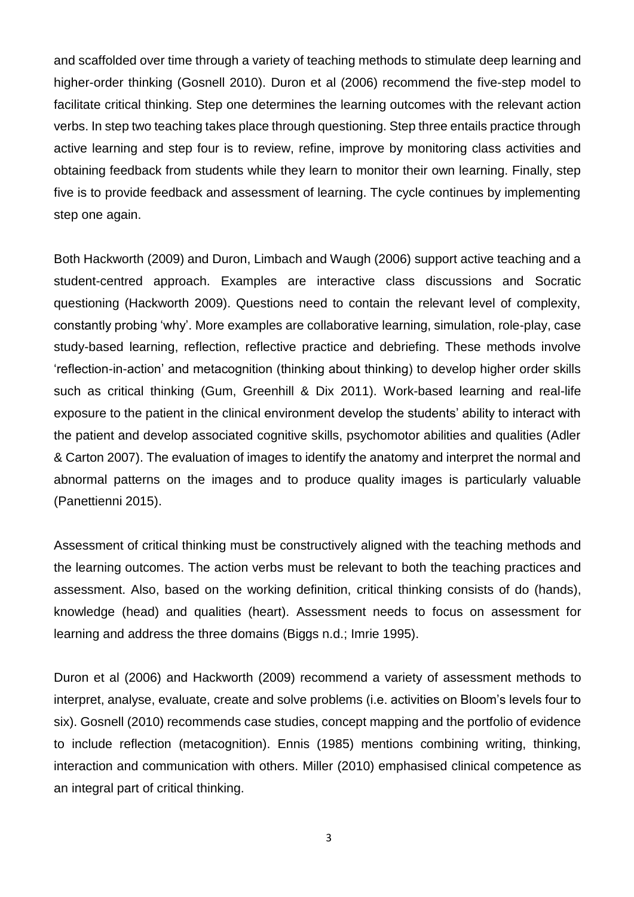and scaffolded over time through a variety of teaching methods to stimulate deep learning and higher-order thinking (Gosnell 2010). Duron et al (2006) recommend the five-step model to facilitate critical thinking. Step one determines the learning outcomes with the relevant action verbs. In step two teaching takes place through questioning. Step three entails practice through active learning and step four is to review, refine, improve by monitoring class activities and obtaining feedback from students while they learn to monitor their own learning. Finally, step five is to provide feedback and assessment of learning. The cycle continues by implementing step one again.

Both Hackworth (2009) and Duron, Limbach and Waugh (2006) support active teaching and a student-centred approach. Examples are interactive class discussions and Socratic questioning (Hackworth 2009). Questions need to contain the relevant level of complexity, constantly probing 'why'. More examples are collaborative learning, simulation, role-play, case study-based learning, reflection, reflective practice and debriefing. These methods involve 'reflection-in-action' and metacognition (thinking about thinking) to develop higher order skills such as critical thinking (Gum, Greenhill & Dix 2011). Work-based learning and real-life exposure to the patient in the clinical environment develop the students' ability to interact with the patient and develop associated cognitive skills, psychomotor abilities and qualities (Adler & Carton 2007). The evaluation of images to identify the anatomy and interpret the normal and abnormal patterns on the images and to produce quality images is particularly valuable (Panettienni 2015).

Assessment of critical thinking must be constructively aligned with the teaching methods and the learning outcomes. The action verbs must be relevant to both the teaching practices and assessment. Also, based on the working definition, critical thinking consists of do (hands), knowledge (head) and qualities (heart). Assessment needs to focus on assessment for learning and address the three domains (Biggs n.d.; Imrie 1995).

Duron et al (2006) and Hackworth (2009) recommend a variety of assessment methods to interpret, analyse, evaluate, create and solve problems (i.e. activities on Bloom's levels four to six). Gosnell (2010) recommends case studies, concept mapping and the portfolio of evidence to include reflection (metacognition). Ennis (1985) mentions combining writing, thinking, interaction and communication with others. Miller (2010) emphasised clinical competence as an integral part of critical thinking.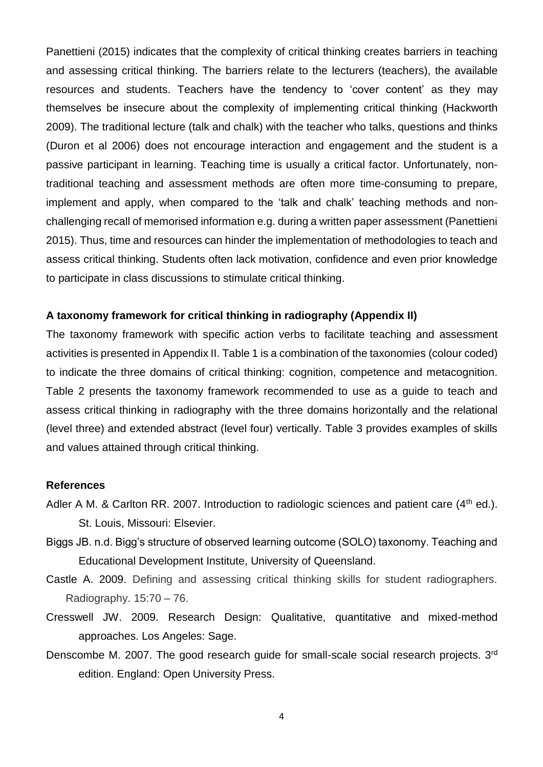Panettieni (2015) indicates that the complexity of critical thinking creates barriers in teaching and assessing critical thinking. The barriers relate to the lecturers (teachers), the available resources and students. Teachers have the tendency to 'cover content' as they may themselves be insecure about the complexity of implementing critical thinking (Hackworth 2009). The traditional lecture (talk and chalk) with the teacher who talks, questions and thinks (Duron et al 2006) does not encourage interaction and engagement and the student is a passive participant in learning. Teaching time is usually a critical factor. Unfortunately, non-traditional teaching and assessment methods are often more time-consuming to prepare, implement and apply, when compared to the 'talk and chalk' teaching methods and non-challenging recall of memorised information e.g. during a written paper assessment (Panettieni 2015). Thus, time and resources can hinder the implementation of methodologies to teach and assess critical thinking. Students often lack motivation, confidence and even prior knowledge to participate in class discussions to stimulate critical thinking.

**A taxonomy framework for critical thinking in radiography (Appendix II)**

The taxonomy framework with specific action verbs to facilitate teaching and assessment activities is presented in Appendix II. Table 1 is a combination of the taxonomies (colour coded) to indicate the three domains of critical thinking: cognition, competence and metacognition. Table 2 presents the taxonomy framework recommended to use as a guide to teach and assess critical thinking in radiography with the three domains horizontally and the relational (level three) and extended abstract (level four) vertically. Table 3 provides examples of skills and values attained through critical thinking.

**References**

Adler A M. & Carlton RR. 2007. Introduction to radiologic sciences and patient care (4th ed.). St. Louis, Missouri: Elsevier.

Biggs JB. n.d. Bigg's structure of observed learning outcome (SOLO) taxonomy. Teaching and Educational Development Institute, University of Queensland.

Castle A. 2009. Defining and assessing critical thinking skills for student radiographers. Radiography. 15:70 – 76.

Cresswell JW. 2009. Research Design: Qualitative, quantitative and mixed-method approaches. Los Angeles: Sage.

Denscombe M. 2007. The good research guide for small-scale social research projects. 3rd edition. England: Open University Press.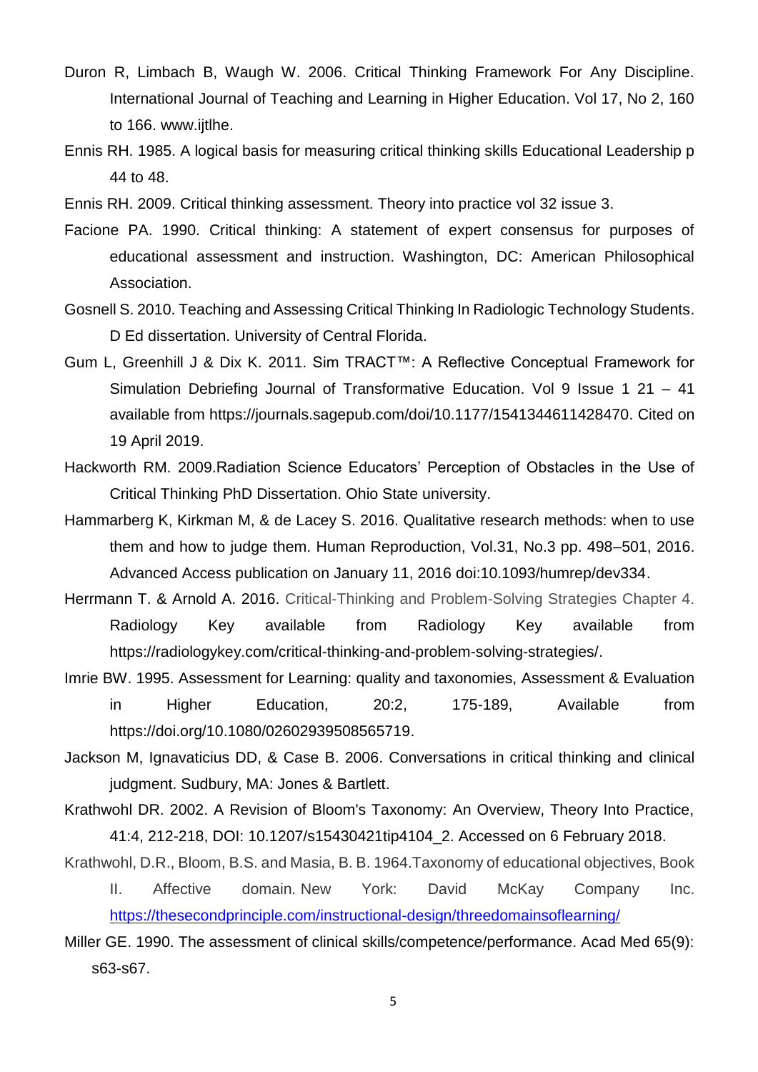Duron R, Limbach B, Waugh W. 2006. Critical Thinking Framework For Any Discipline. International Journal of Teaching and Learning in Higher Education. Vol 17, No 2, 160 to 166. www.ijtlhe.

Ennis RH. 1985. A logical basis for measuring critical thinking skills Educational Leadership p 44 to 48.

Ennis RH. 2009. Critical thinking assessment. Theory into practice vol 32 issue 3.

Facione PA. 1990. Critical thinking: A statement of expert consensus for purposes of educational assessment and instruction. Washington, DC: American Philosophical Association.

Gosnell S. 2010. Teaching and Assessing Critical Thinking In Radiologic Technology Students. D Ed dissertation. University of Central Florida.

Gum L, Greenhill J & Dix K. 2011. Sim TRACT™: A Reflective Conceptual Framework for Simulation Debriefing Journal of Transformative Education. Vol 9 Issue 1 21 – 41 available from https://journals.sagepub.com/doi/10.1177/1541344611428470. Cited on 19 April 2019.

Hackworth RM. 2009.Radiation Science Educators' Perception of Obstacles in the Use of Critical Thinking PhD Dissertation. Ohio State university.

Hammarberg K, Kirkman M, & de Lacey S. 2016. Qualitative research methods: when to use them and how to judge them. Human Reproduction, Vol.31, No.3 pp. 498–501, 2016. Advanced Access publication on January 11, 2016 doi:10.1093/humrep/dev334.

Herrmann T. & Arnold A. 2016. Critical-Thinking and Problem-Solving Strategies Chapter 4. Radiology Key available from Radiology Key available from https://radiologykey.com/critical-thinking-and-problem-solving-strategies/.

Imrie BW. 1995. Assessment for Learning: quality and taxonomies, Assessment & Evaluation in Higher Education, 20:2, 175-189, Available from https://doi.org/10.1080/02602939508565719.

Jackson M, Ignavaticius DD, & Case B. 2006. Conversations in critical thinking and clinical judgment. Sudbury, MA: Jones & Bartlett.

Krathwohl DR. 2002. A Revision of Bloom's Taxonomy: An Overview, Theory Into Practice, 41:4, 212-218, DOI: 10.1207/s15430421tip4104_2. Accessed on 6 February 2018.

Krathwohl, D.R., Bloom, B.S. and Masia, B. B. 1964.Taxonomy of educational objectives, Book II. Affective domain. New York: David McKay Company Inc. https://thesecondprinciple.com/instructional-design/threedomainsoflearning/

Miller GE. 1990. The assessment of clinical skills/competence/performance. Acad Med 65(9): s63-s67.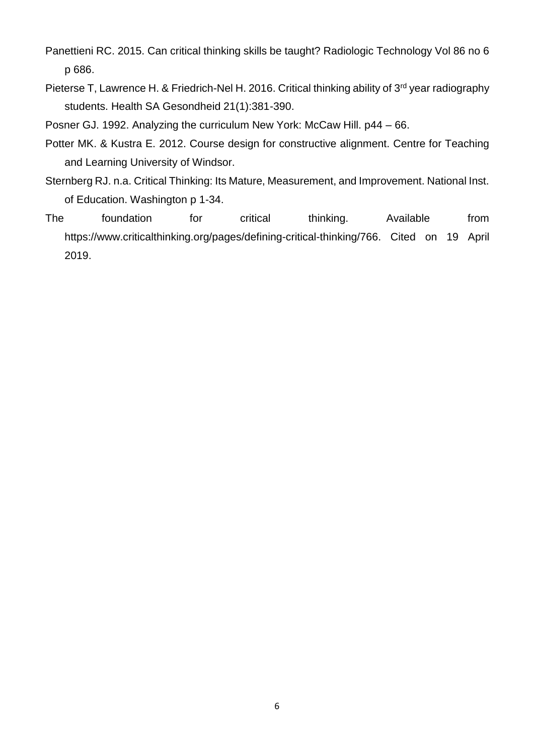Panettieni RC. 2015. Can critical thinking skills be taught? Radiologic Technology Vol 86 no 6 p 686.

Pieterse T, Lawrence H. & Friedrich-Nel H. 2016. Critical thinking ability of 3rd year radiography students. Health SA Gesondheid 21(1):381-390.

Posner GJ. 1992. Analyzing the curriculum New York: McCaw Hill. p44 – 66.

Potter MK. & Kustra E. 2012. Course design for constructive alignment. Centre for Teaching and Learning University of Windsor.

Sternberg RJ. n.a. Critical Thinking: Its Mature, Measurement, and Improvement. National Inst. of Education. Washington p 1-34.

The foundation for critical thinking. Available from https://www.criticalthinking.org/pages/defining-critical-thinking/766. Cited on 19 April 2019.